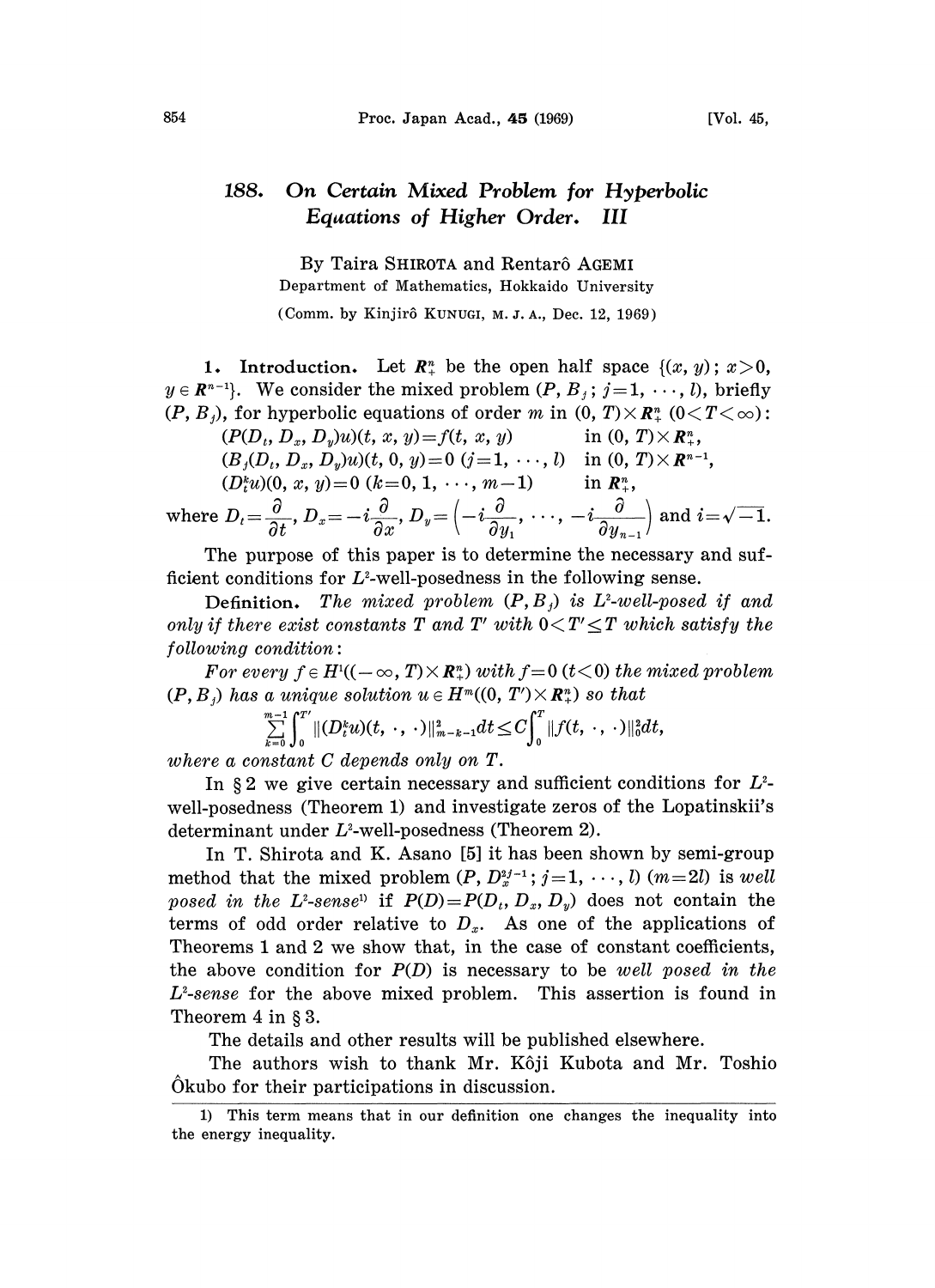# 188. On Certain Mixed Problem for Hyperbolic Equations of Higher Order. III

By Taira SHIROTA and Rentarô AGEMI

Department of Mathematics, Hokkaido University

(Comm. by Kinjirô KUNUGI, M. J. A., Dec. 12, 1969)

**1. Introduction.** Let $\boldsymbol{R}_+^n$ be the open half space $\{(x, y); x>0, y \in \boldsymbol{R}^{n-1}\}$. We consider the mixed problem $(P, B_j; j=1, \cdots, l)$, briefly $(P, B_j)$, for hyperbolic equations of order $m$ in $(0, T)\times \boldsymbol{R}_+^n$ $(0<T<\infty)$:

$$
\begin{aligned}
&(P(D_t, D_x, D_y)u)(t, x, y)=f(t, x, y) && \text{in } (0, T)\times \boldsymbol{R}_+^n,\\
&(B_j(D_t, D_x, D_y)u)(t, 0, y)=0 \ (j=1, \cdots, l) && \text{in } (0, T)\times \boldsymbol{R}^{n-1},\\
&(D_t^k u)(0, x, y)=0 \ (k=0, 1, \cdots, m-1) && \text{in } \boldsymbol{R}_+^n,
\end{aligned}
$$

where $D_t=\dfrac{\partial}{\partial t}$, $D_x=-i\dfrac{\partial}{\partial x}$, $D_y=\left(-i\dfrac{\partial}{\partial y_1}, \cdots, -i\dfrac{\partial}{\partial y_{n-1}}\right)$ and $i=\sqrt{-1}$.

The purpose of this paper is to determine the necessary and sufficient conditions for $L^2$-well-posedness in the following sense.

**Definition.** *The mixed problem $(P, B_j)$ is $L^2$-well-posed if and only if there exist constants $T$ and $T'$ with $0<T'\leq T$ which satisfy the following condition:*

*For every $f \in H^1((-\infty, T)\times \boldsymbol{R}_+^n)$ with $f=0$ $(t<0)$ the mixed problem $(P, B_j)$ has a unique solution $u \in H^m((0, T')\times \boldsymbol{R}_+^n)$ so that*

$$
\sum_{k=0}^{m-1}\int_0^{T'} \|(D_t^k u)(t, \cdot, \cdot)\|_{m-k-1}^2 dt \leq C\int_0^T \|f(t, \cdot, \cdot)\|_0^2 dt,
$$

*where a constant $C$ depends only on $T$.*

In § 2 we give certain necessary and sufficient conditions for $L^2$-well-posedness (Theorem 1) and investigate zeros of the Lopatinskii's determinant under $L^2$-well-posedness (Theorem 2).

In T. Shirota and K. Asano [5] it has been shown by semi-group method that the mixed problem $(P, D_x^{2j-1}; j=1, \cdots, l)$ $(m=2l)$ is *well posed in the $L^2$-sense*[1] if $P(D)=P(D_t, D_x, D_y)$ does not contain the terms of odd order relative to $D_x$. As one of the applications of Theorems 1 and 2 we show that, in the case of constant coefficients, the above condition for $P(D)$ is necessary to be *well posed in the $L^2$-sense* for the above mixed problem. This assertion is found in Theorem 4 in § 3.

The details and other results will be published elsewhere.

The authors wish to thank Mr. Kôji Kubota and Mr. Toshio Ôkubo for their participations in discussion.

---

1) This term means that in our definition one changes the inequality into the energy inequality.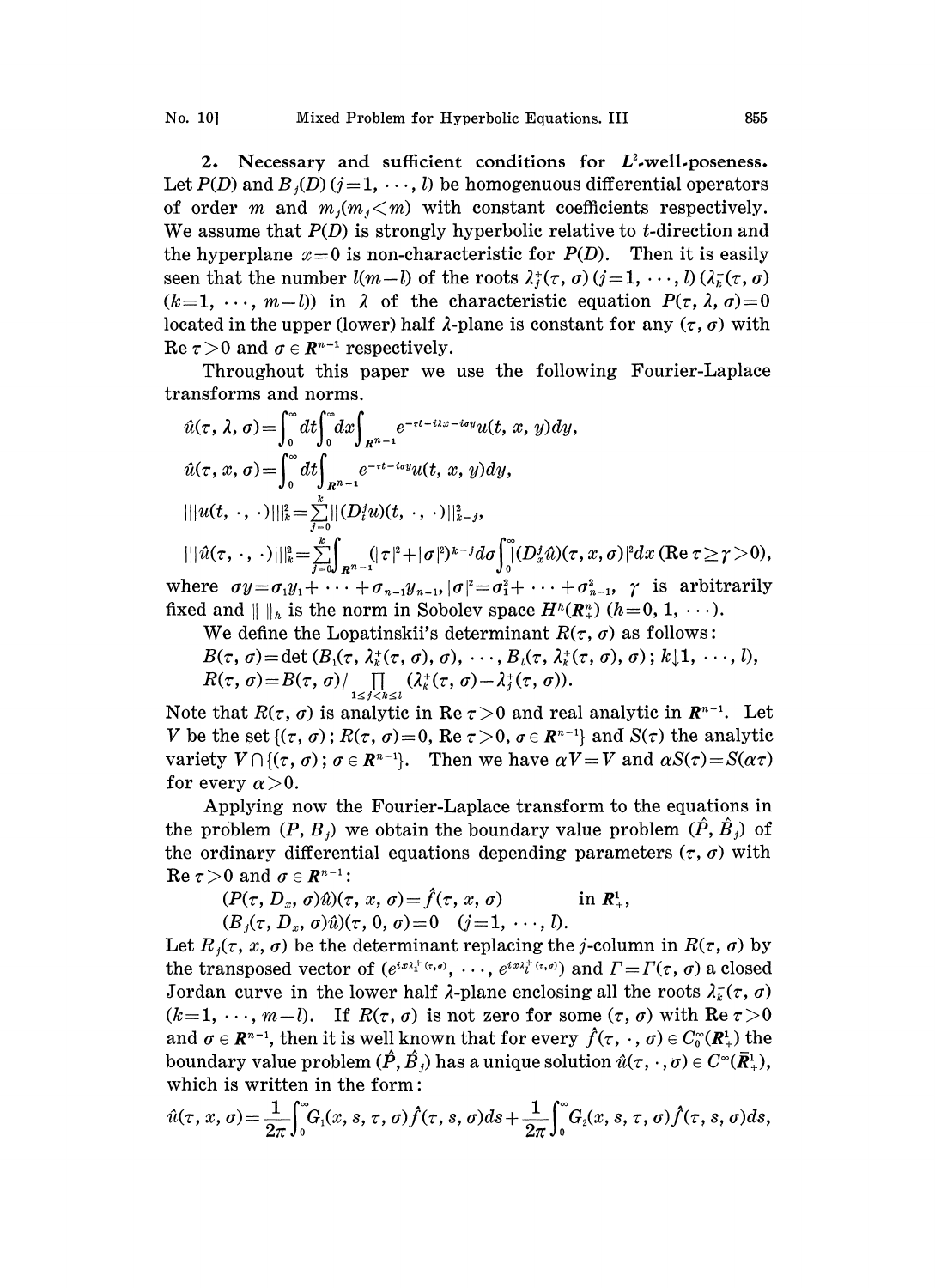**2. Necessary and sufficient conditions for $L^2$-well-poseness.** Let $P(D)$ and $B_j(D)$ $(j=1, \cdots, l)$ be homogenuous differential operators of order $m$ and $m_j (m_j < m)$ with constant coefficients respectively. We assume that $P(D)$ is strongly hyperbolic relative to $t$-direction and the hyperplane $x=0$ is non-characteristic for $P(D)$. Then it is easily seen that the number $l(m-l)$ of the roots $\lambda_j^+(\tau, \sigma)$ $(j=1, \cdots, l)$ $(\lambda_k^-(\tau, \sigma)$ $(k=1, \cdots, m-l))$ in $\lambda$ of the characteristic equation $P(\tau, \lambda, \sigma)=0$ located in the upper (lower) half $\lambda$-plane is constant for any $(\tau, \sigma)$ with $\operatorname{Re} \tau > 0$ and $\sigma \in \boldsymbol{R}^{n-1}$ respectively.

Throughout this paper we use the following Fourier-Laplace transforms and norms.

$$\hat{u}(\tau, \lambda, \sigma)=\int_0^\infty dt \int_0^\infty dx \int_{\boldsymbol{R}^{n-1}} e^{-\tau t - i\lambda x - i\sigma y} u(t, x, y) dy,$$

$$\hat{u}(\tau, x, \sigma)=\int_0^\infty dt \int_{\boldsymbol{R}^{n-1}} e^{-\tau t - i\sigma y} u(t, x, y) dy,$$

$$|||u(t, \cdot, \cdot)|||_k^2=\sum_{j=0}^k \|(D_t^j u)(t, \cdot, \cdot)\|_{k-j}^2,$$

$$|||\hat{u}(\tau, \cdot, \cdot)|||_k^2=\sum_{j=0}^k \int_{\boldsymbol{R}^{n-1}} (|\tau|^2+|\sigma|^2)^{k-j} d\sigma \int_0^\infty |(D_x^j \hat{u})(\tau, x, \sigma)|^2 dx \ (\operatorname{Re} \tau \geq \gamma > 0),$$

where $\sigma y = \sigma_1 y_1 + \cdots + \sigma_{n-1} y_{n-1}$, $|\sigma|^2=\sigma_1^2+\cdots+\sigma_{n-1}^2$, $\gamma$ is arbitrarily fixed and $\| \ \|_h$ is the norm in Sobolev space $H^h(\boldsymbol{R}_+^n)$ $(h=0, 1, \cdots)$.

We define the Lopatinskii's determinant $R(\tau, \sigma)$ as follows:

$B(\tau, \sigma)=\det(B_1(\tau, \lambda_k^+(\tau, \sigma), \sigma), \cdots, B_l(\tau, \lambda_k^+(\tau, \sigma), \sigma); k \downarrow 1, \cdots, l)$,

$R(\tau, \sigma)=B(\tau, \sigma) / \prod_{1 \leq j < k \leq l} (\lambda_k^+(\tau, \sigma)-\lambda_j^+(\tau, \sigma))$.

Note that $R(\tau, \sigma)$ is analytic in $\operatorname{Re} \tau > 0$ and real analytic in $\boldsymbol{R}^{n-1}$. Let $V$ be the set $\{(\tau, \sigma); R(\tau, \sigma)=0, \operatorname{Re} \tau > 0, \sigma \in \boldsymbol{R}^{n-1}\}$ and $S(\tau)$ the analytic variety $V \cap \{(\tau, \sigma); \sigma \in \boldsymbol{R}^{n-1}\}$. Then we have $\alpha V = V$ and $\alpha S(\tau)=S(\alpha \tau)$ for every $\alpha > 0$.

Applying now the Fourier-Laplace transform to the equations in the problem $(P, B_j)$ we obtain the boundary value problem $(\hat{P}, \hat{B}_j)$ of the ordinary differential equations depending parameters $(\tau, \sigma)$ with $\operatorname{Re} \tau > 0$ and $\sigma \in \boldsymbol{R}^{n-1}$:

$$(P(\tau, D_x, \sigma)\hat{u})(\tau, x, \sigma)=\hat{f}(\tau, x, \sigma) \qquad \text{in } \boldsymbol{R}_+^1,$$

$$(B_j(\tau, D_x, \sigma)\hat{u})(\tau, 0, \sigma)=0 \quad (j=1, \cdots, l).$$

Let $R_j(\tau, x, \sigma)$ be the determinant replacing the $j$-column in $R(\tau, \sigma)$ by the transposed vector of $(e^{ix\lambda_1^+(\tau, \sigma)}, \cdots, e^{ix\lambda_l^+(\tau, \sigma)})$ and $\Gamma=\Gamma(\tau, \sigma)$ a closed Jordan curve in the lower half $\lambda$-plane enclosing all the roots $\lambda_k^-(\tau, \sigma)$ $(k=1, \cdots, m-l)$. If $R(\tau, \sigma)$ is not zero for some $(\tau, \sigma)$ with $\operatorname{Re} \tau > 0$ and $\sigma \in \boldsymbol{R}^{n-1}$, then it is well known that for every $\hat{f}(\tau, \cdot, \sigma) \in C_0^\infty(\boldsymbol{R}_+^1)$ the boundary value problem $(\hat{P}, \hat{B}_j)$ has a unique solution $\hat{u}(\tau, \cdot, \sigma) \in C^\infty(\bar{\boldsymbol{R}}_+^1)$, which is written in the form:

$$\hat{u}(\tau, x, \sigma)=\frac{1}{2\pi}\int_0^\infty G_1(x, s, \tau, \sigma)\hat{f}(\tau, s, \sigma)ds+\frac{1}{2\pi}\int_0^\infty G_2(x, s, \tau, \sigma)\hat{f}(\tau, s, \sigma)ds,$$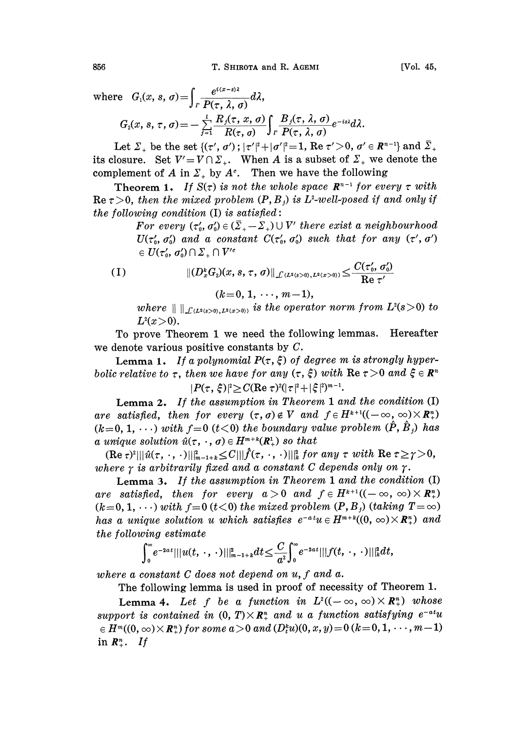where $G_1(x, s, \sigma)=\int_\Gamma \frac{e^{i(x-s)\lambda}}{P(\tau, \lambda, \sigma)}d\lambda,$

$$G_2(x, s, \tau, \sigma)=-\sum_{j=1}^{l}\frac{R_j(\tau, x, \sigma)}{R(\tau, \sigma)}\int_\Gamma \frac{B_j(\tau, \lambda, \sigma)}{P(\tau, \lambda, \sigma)}e^{-is\lambda}d\lambda.$$

Let $\Sigma_+$ be the set $\{(\tau', \sigma'); |\tau'|^2+|\sigma'|^2=1, \text{Re}\,\tau'>0, \sigma' \in \boldsymbol{R}^{n-1}\}$ and $\bar{\Sigma}_+$ its closure. Set $V'=V\cap\Sigma_+$. When $A$ is a subset of $\Sigma_+$ we denote the complement of $A$ in $\Sigma_+$ by $A^c$. Then we have the following

**Theorem 1.** *If $S(\tau)$ is not the whole space $\boldsymbol{R}^{n-1}$ for every $\tau$ with $\text{Re}\,\tau>0$, then the mixed problem $(P, B_j)$ is $L^2$-well-posed if and only if the following condition* (I) *is satisfied*:

*For every $(\tau'_0, \sigma'_0)\in(\bar{\Sigma}_+-\Sigma_+)\cup V'$ there exist a neighbourhood $U(\tau'_0, \sigma'_0)$ and a constant $C(\tau'_0, \sigma'_0)$ such that for any $(\tau', \sigma')$ $\in U(\tau'_0, \sigma'_0)\cap\Sigma_+\cap V'^c$*

$$\text{(I)} \qquad \|(D_x^k G_2)(x, s, \tau, \sigma)\|_{\mathcal{L}(L^2(s>0), L^2(x>0))}\leq\frac{C(\tau'_0, \sigma'_0)}{\text{Re}\,\tau'}$$

$$(k=0, 1, \cdots, m-1),$$

*where $\|\ \|_{\mathcal{L}(L^2(s>0), L^2(x>0))}$ is the operator norm from $L^2(s>0)$ to $L^2(x>0)$.*

To prove Theorem 1 we need the following lemmas. Hereafter we denote various positive constants by $C$.

**Lemma 1.** *If a polynomial $P(\tau, \xi)$ of degree $m$ is strongly hyperbolic relative to $\tau$, then we have for any $(\tau, \xi)$ with $\text{Re}\,\tau>0$ and $\xi\in\boldsymbol{R}^n$*

$$|P(\tau, \xi)|^2\geq C(\text{Re}\,\tau)^2(|\tau|^2+|\xi|^2)^{m-1}.$$

**Lemma 2.** *If the assumption in Theorem 1 and the condition* (I) *are satisfied, then for every $(\tau, \sigma)\notin V$ and $f\in H^{k+1}((-\infty, \infty)\times\boldsymbol{R}^n_+)$ $(k=0, 1, \cdots)$ with $f=0$ $(t<0)$ the boundary value problem $(\hat{P}, \hat{B}_j)$ has a unique solution $\hat{u}(\tau, \cdot, \sigma)\in H^{m+k}(\boldsymbol{R}^1_+)$ so that*

*$(\text{Re}\,\tau)^2|||\hat{u}(\tau, \cdot, \cdot)|||^2_{m-1+k}\leq C|||\hat{f}(\tau, \cdot, \cdot)|||^2_k$ for any $\tau$ with $\text{Re}\,\tau\geq\gamma>0$, where $\gamma$ is arbitrarily fixed and a constant $C$ depends only on $\gamma$.*

**Lemma 3.** *If the assumption in Theorem 1 and the condition* (I) *are satisfied, then for every $a>0$ and $f\in H^{k+1}((-\infty, \infty)\times\boldsymbol{R}^n_+)$ $(k=0, 1, \cdots)$ with $f=0$ $(t<0)$ the mixed problem $(P, B_j)$ (taking $T=\infty$) has a unique solution $u$ which satisfies $e^{-at}u\in H^{m+k}((0, \infty)\times\boldsymbol{R}^n_+)$ and the following estimate*

$$\int_0^\infty e^{-2at}|||u(t, \cdot, \cdot)|||^2_{m-1+k}dt\leq\frac{C}{a^2}\int_0^\infty e^{-2at}|||f(t, \cdot, \cdot)|||^2_k dt,$$

*where a constant $C$ does not depend on $u, f$ and $a$.*

The following lemma is used in proof of necessity of Theorem 1.

**Lemma 4.** *Let $f$ be a function in $L^2((-\infty, \infty)\times\boldsymbol{R}^n_+)$ whose support is contained in $(0, T)\times\boldsymbol{R}^n_+$ and $u$ a function satisfying $e^{-at}u$ $\in H^m((0, \infty)\times\boldsymbol{R}^n_+)$ for some $a>0$ and $(D_t^k u)(0, x, y)=0$ $(k=0, 1, \cdots, m-1)$ in $\boldsymbol{R}^n_+$. If*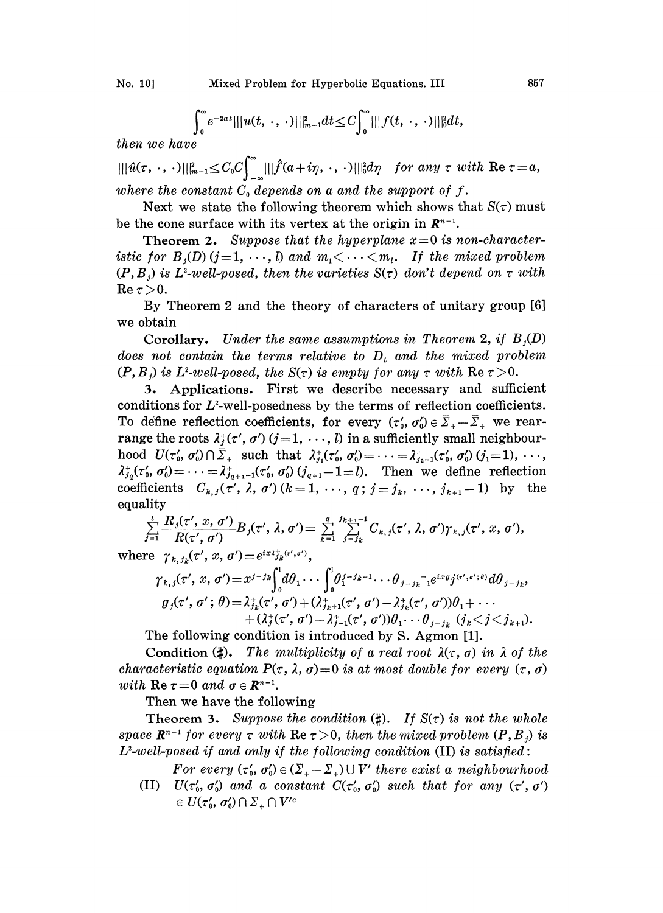$$\int_0^\infty e^{-2at}|||u(t,\cdot,\cdot)|||_{m-1}^2 dt \le C\int_0^\infty |||f(t,\cdot,\cdot)|||_0^2 dt,$$

*then we have*

$$|||\hat{u}(\tau,\cdot,\cdot)|||_{m-1}^2 \le C_0 C\int_{-\infty}^\infty |||\hat{f}(a+i\eta,\cdot,\cdot)|||_0^2 d\eta \quad \textit{for any } \tau \textit{ with } \operatorname{Re}\tau = a,$$

*where the constant $C_0$ depends on $a$ and the support of $f$.*

Next we state the following theorem which shows that $S(\tau)$ must be the cone surface with its vertex at the origin in $\boldsymbol{R}^{n-1}$.

**Theorem 2.** *Suppose that the hyperplane $x=0$ is non-characteristic for $B_j(D)$ $(j=1,\cdots,l)$ and $m_1<\cdots<m_l$. If the mixed problem $(P,B_j)$ is $L^2$-well-posed, then the varieties $S(\tau)$ don't depend on $\tau$ with $\operatorname{Re}\tau>0$.*

By Theorem 2 and the theory of characters of unitary group [6] we obtain

**Corollary.** *Under the same assumptions in Theorem 2, if $B_j(D)$ does not contain the terms relative to $D_t$ and the mixed problem $(P,B_j)$ is $L^2$-well-posed, the $S(\tau)$ is empty for any $\tau$ with $\operatorname{Re}\tau>0$.*

**3. Applications.** First we describe necessary and sufficient conditions for $L^2$-well-posedness by the terms of reflection coefficients. To define reflection coefficients, for every $(\tau_0',\sigma_0')\in\bar{\Sigma}_+-\bar{\Sigma}_+$ we rearrange the roots $\lambda_j^+(\tau',\sigma')$ $(j=1,\cdots,l)$ in a sufficiently small neighbourhood $U(\tau_0',\sigma_0')\cap\bar{\Sigma}_+$ such that $\lambda_{j_1}^+(\tau_0',\sigma_0')=\cdots=\lambda_{j_2-1}^+(\tau_0',\sigma_0')$ $(j_1=1),\cdots,$ $\lambda_{j_q}^+(\tau_0',\sigma_0')=\cdots=\lambda_{j_{q+1}-1}^+(\tau_0',\sigma_0')$ $(j_{q+1}-1=l)$. Then we define reflection coefficients $C_{k,j}(\tau',\lambda,\sigma')$ $(k=1,\cdots,q;\ j=j_k,\cdots,j_{k+1}-1)$ by the equality

$$\sum_{j=1}^{l}\frac{R_j(\tau',x,\sigma')}{R(\tau',\sigma')}B_j(\tau',\lambda,\sigma')=\sum_{k=1}^{q}\sum_{j=j_k}^{j_{k+1}-1}C_{k,j}(\tau',\lambda,\sigma')\gamma_{k,j}(\tau',x,\sigma'),$$

where $\gamma_{k,j_k}(\tau',x,\sigma')=e^{ix\lambda_{j_k}^+(\tau',\sigma')}$,

$$\gamma_{k,j}(\tau',x,\sigma')=x^{j-j_k}\int_0^1 d\theta_1\cdots\int_0^1\theta_1^{j-j_k-1}\cdots\theta_{j-j_k-1}e^{ixg_j(\tau',\sigma';\theta)}d\theta_{j-j_k},$$

$$g_j(\tau',\sigma';\theta)=\lambda_{j_k}^+(\tau',\sigma')+(\lambda_{j_k+1}^+(\tau',\sigma')-\lambda_{j_k}^+(\tau',\sigma'))\theta_1+\cdots$$
$$+(\lambda_j^+(\tau',\sigma')-\lambda_{j-1}^+(\tau',\sigma'))\theta_1\cdots\theta_{j-j_k}\ (j_k<j<j_{k+1}).$$

The following condition is introduced by S. Agmon [1].

**Condition (♯).** *The multiplicity of a real root $\lambda(\tau,\sigma)$ in $\lambda$ of the characteristic equation $P(\tau,\lambda,\sigma)=0$ is at most double for every $(\tau,\sigma)$ with $\operatorname{Re}\tau=0$ and $\sigma\in\boldsymbol{R}^{n-1}$.*

Then we have the following

**Theorem 3.** *Suppose the condition (♯). If $S(\tau)$ is not the whole space $\boldsymbol{R}^{n-1}$ for every $\tau$ with $\operatorname{Re}\tau>0$, then the mixed problem $(P,B_j)$ is $L^2$-well-posed if and only if the following condition (II) is satisfied:*

(II) *For every $(\tau_0',\sigma_0')\in(\bar{\Sigma}_+-\Sigma_+)\cup V'$ there exist a neighbourhood $U(\tau_0',\sigma_0')$ and a constant $C(\tau_0',\sigma_0')$ such that for any $(\tau',\sigma')\in U(\tau_0',\sigma_0')\cap\Sigma_+\cap V'^c$*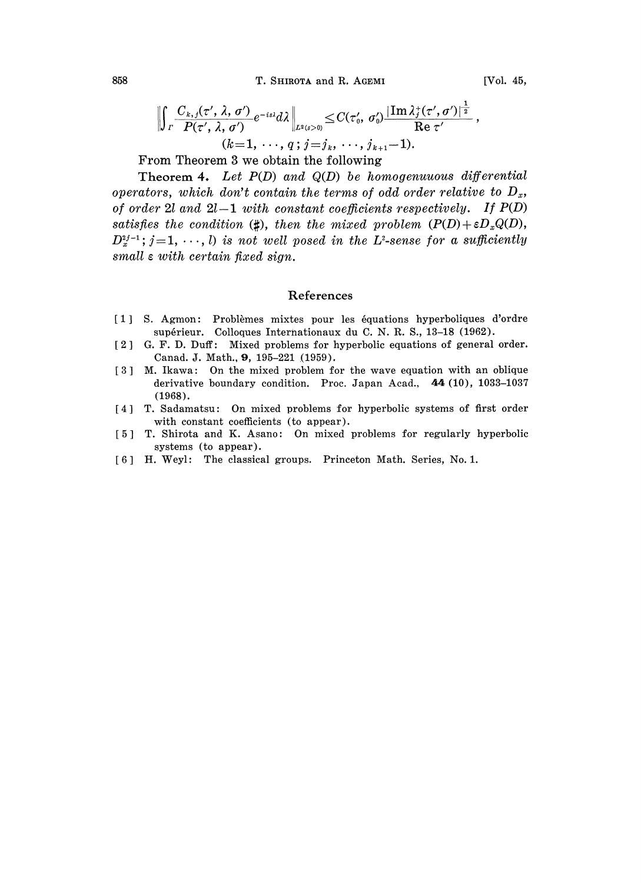$$\left\| \int_{\Gamma} \frac{C_{k,j}(\tau', \lambda, \sigma')}{P(\tau', \lambda, \sigma')} e^{-is\lambda} d\lambda \right\|_{L^2(s>0)} \leq C(\tau_0', \sigma_0') \frac{|\operatorname{Im} \lambda_j^+(\tau', \sigma')|^{\frac{1}{2}}}{\operatorname{Re} \tau'},$$

$$(k=1, \cdots, q; j=j_k, \cdots, j_{k+1}-1).$$

From Theorem 3 we obtain the following

**Theorem 4.** *Let $P(D)$ and $Q(D)$ be homogenuuous differential operators, which don't contain the terms of odd order relative to $D_x$, of order $2l$ and $2l-1$ with constant coefficients respectively. If $P(D)$ satisfies the condition ($\sharp$), then the mixed problem $(P(D)+\varepsilon D_x Q(D)$, $D_x^{2j-1}; j=1, \cdots, l)$ is not well posed in the $L^2$-sense for a sufficiently small $\varepsilon$ with certain fixed sign.*

## References

[1] S. Agmon: Problèmes mixtes pour les équations hyperboliques d'ordre supérieur. Colloques Internationaux du C. N. R. S., 13–18 (1962).

[2] G. F. D. Duff: Mixed problems for hyperbolic equations of general order. Canad. J. Math., **9**, 195–221 (1959).

[3] M. Ikawa: On the mixed problem for the wave equation with an oblique derivative boundary condition. Proc. Japan Acad., **44** (10), 1033–1037 (1968).

[4] T. Sadamatsu: On mixed problems for hyperbolic systems of first order with constant coefficients (to appear).

[5] T. Shirota and K. Asano: On mixed problems for regularly hyperbolic systems (to appear).

[6] H. Weyl: The classical groups. Princeton Math. Series, No. 1.